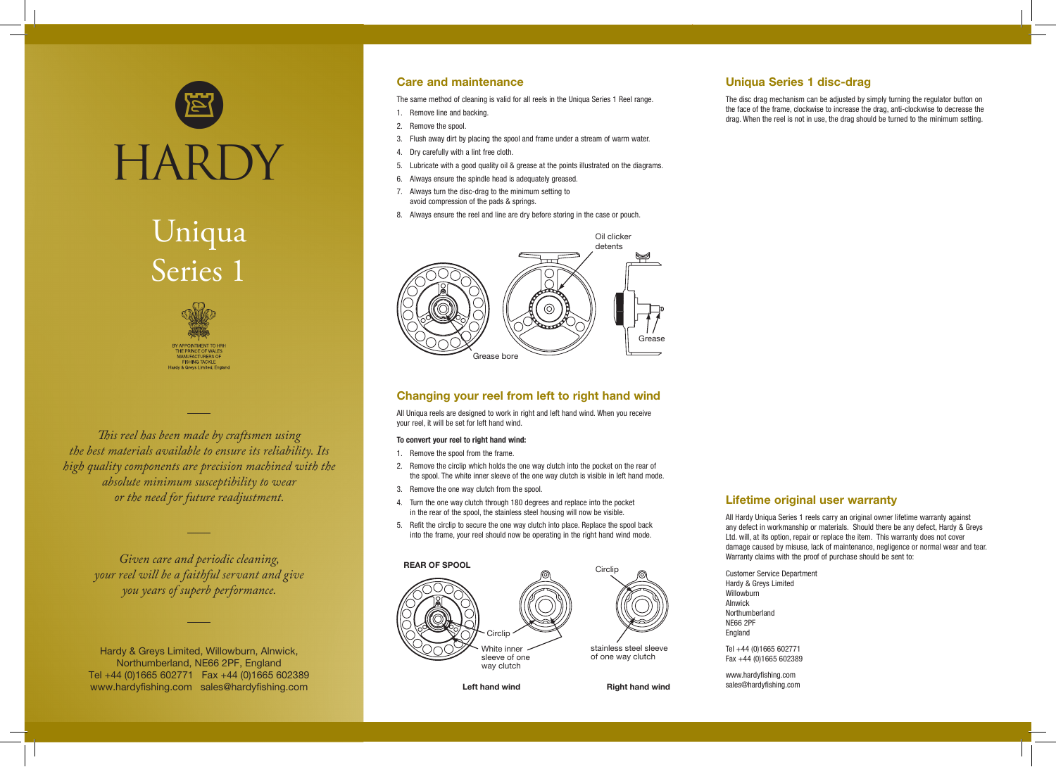# HARDY

# Uniqua Series 1

BY APPOINTMENT TO HRH THE PRINCE OF WALES MANUFACTURERS OF FISHING TACKLE Hardy & Greys Limited, England

*This reel has been made by craftsmen using the best materials available to ensure its reliability. Its high quality components are precision machined with the absolute minimum susceptibility to wear or the need for future readjustment.*

*Given care and periodic cleaning, your reel will be a faithful servant and give you years of superb performance.*

Hardy & Greys Limited, Willowburn, Alnwick, Northumberland, NE66 2PF, England
Tel +44 (0)1665 602771 Fax +44 (0)1665 602389
www.hardyfishing.com sales@hardyfishing.com

## Care and maintenance

The same method of cleaning is valid for all reels in the Uniqua Series 1 Reel range.

1. Remove line and backing.
2. Remove the spool.
3. Flush away dirt by placing the spool and frame under a stream of warm water.
4. Dry carefully with a lint free cloth.
5. Lubricate with a good quality oil & grease at the points illustrated on the diagrams.
6. Always ensure the spindle head is adequately greased.
7. Always turn the disc-drag to the minimum setting to avoid compression of the pads & springs.
8. Always ensure the reel and line are dry before storing in the case or pouch.

Oil clicker detents

Grease bore

Grease

## Changing your reel from left to right hand wind

All Uniqua reels are designed to work in right and left hand wind. When you receive your reel, it will be set for left hand wind.

**To convert your reel to right hand wind:**

1. Remove the spool from the frame.
2. Remove the circlip which holds the one way clutch into the pocket on the rear of the spool. The white inner sleeve of the one way clutch is visible in left hand mode.
3. Remove the one way clutch from the spool.
4. Turn the one way clutch through 180 degrees and replace into the pocket in the rear of the spool, the stainless steel housing will now be visible.
5. Refit the circlip to secure the one way clutch into place. Replace the spool back into the frame, your reel should now be operating in the right hand wind mode.

**REAR OF SPOOL**

Circlip

White inner sleeve of one way clutch

Circlip

stainless steel sleeve of one way clutch

**Left hand wind** **Right hand wind**

## Uniqua Series 1 disc-drag

The disc drag mechanism can be adjusted by simply turning the regulator button on the face of the frame, clockwise to increase the drag, anti-clockwise to decrease the drag. When the reel is not in use, the drag should be turned to the minimum setting.

## Lifetime original user warranty

All Hardy Uniqua Series 1 reels carry an original owner lifetime warranty against any defect in workmanship or materials. Should there be any defect, Hardy & Greys Ltd. will, at its option, repair or replace the item. This warranty does not cover damage caused by misuse, lack of maintenance, negligence or normal wear and tear. Warranty claims with the proof of purchase should be sent to:

Customer Service Department
Hardy & Greys Limited
Willowburn
Alnwick
Northumberland
NE66 2PF
England

Tel +44 (0)1665 602771
Fax +44 (0)1665 602389

www.hardyfishing.com
sales@hardyfishing.com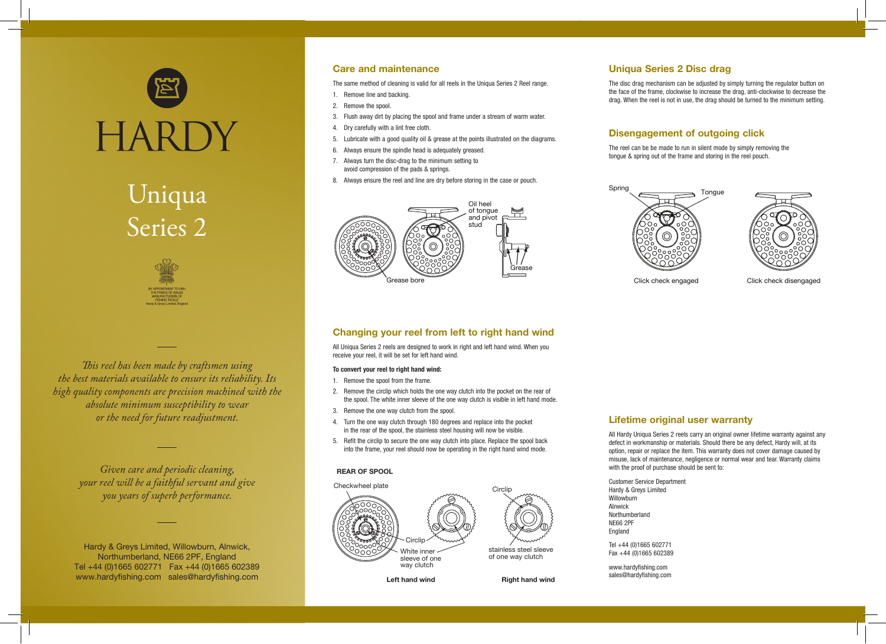# HARDY

## Uniqua Series 2

BY APPOINTMENT TO HRH THE PRINCE OF WALES MANUFACTURERS OF FISHING TACKLE Hardy & Greys Limited, England

*This reel has been made by craftsmen using the best materials available to ensure its reliability. Its high quality components are precision machined with the absolute minimum susceptibility to wear or the need for future readjustment.*

*Given care and periodic cleaning, your reel will be a faithful servant and give you years of superb performance.*

Hardy & Greys Limited, Willowburn, Alnwick, Northumberland, NE66 2PF, England
Tel +44 (0)1665 602771 Fax +44 (0)1665 602389
www.hardyfishing.com sales@hardyfishing.com

## Care and maintenance

The same method of cleaning is valid for all reels in the Uniqua Series 2 Reel range.

1. Remove line and backing.
2. Remove the spool.
3. Flush away dirt by placing the spool and frame under a stream of warm water.
4. Dry carefully with a lint free cloth.
5. Lubricate with a good quality oil & grease at the points illustrated on the diagrams.
6. Always ensure the spindle head is adequately greased.
7. Always turn the disc-drag to the minimum setting to avoid compression of the pads & springs.
8. Always ensure the reel and line are dry before storing in the case or pouch.

Oil heel of tongue and pivot stud

Grease

Grease bore

## Changing your reel from left to right hand wind

All Uniqua Series 2 reels are designed to work in right and left hand wind. When you receive your reel, it will be set for left hand wind.

**To convert your reel to right hand wind:**

1. Remove the spool from the frame.
2. Remove the circlip which holds the one way clutch into the pocket on the rear of the spool. The white inner sleeve of the one way clutch is visible in left hand mode.
3. Remove the one way clutch from the spool.
4. Turn the one way clutch through 180 degrees and replace into the pocket in the rear of the spool, the stainless steel housing will now be visible.
5. Refit the circlip to secure the one way clutch into place. Replace the spool back into the frame, your reel should now be operating in the right hand wind mode.

**REAR OF SPOOL**

Checkwheel plate

Circlip

White inner sleeve of one way clutch

Circlip

stainless steel sleeve of one way clutch

**Left hand wind**

**Right hand wind**

## Uniqua Series 2 Disc drag

The disc drag mechanism can be adjusted by simply turning the regulator button on the face of the frame, clockwise to increase the drag, anti-clockwise to decrease the drag. When the reel is not in use, the drag should be turned to the minimum setting.

## Disengagement of outgoing click

The reel can be be made to run in silent mode by simply removing the tongue & spring out of the frame and storing in the reel pouch.

Spring

Tongue

Click check engaged

Click check disengaged

## Lifetime original user warranty

All Hardy Uniqua Series 2 reels carry an original owner lifetime warranty against any defect in workmanship or materials. Should there be any defect, Hardy will, at its option, repair or replace the item. This warranty does not cover damage caused by misuse, lack of maintenance, negligence or normal wear and tear. Warranty claims with the proof of purchase should be sent to:

Customer Service Department
Hardy & Greys Limited
Willowburn
Alnwick
Northumberland
NE66 2PF
England

Tel +44 (0)1665 602771
Fax +44 (0)1665 602389

www.hardyfishing.com
sales@hardyfishing.com